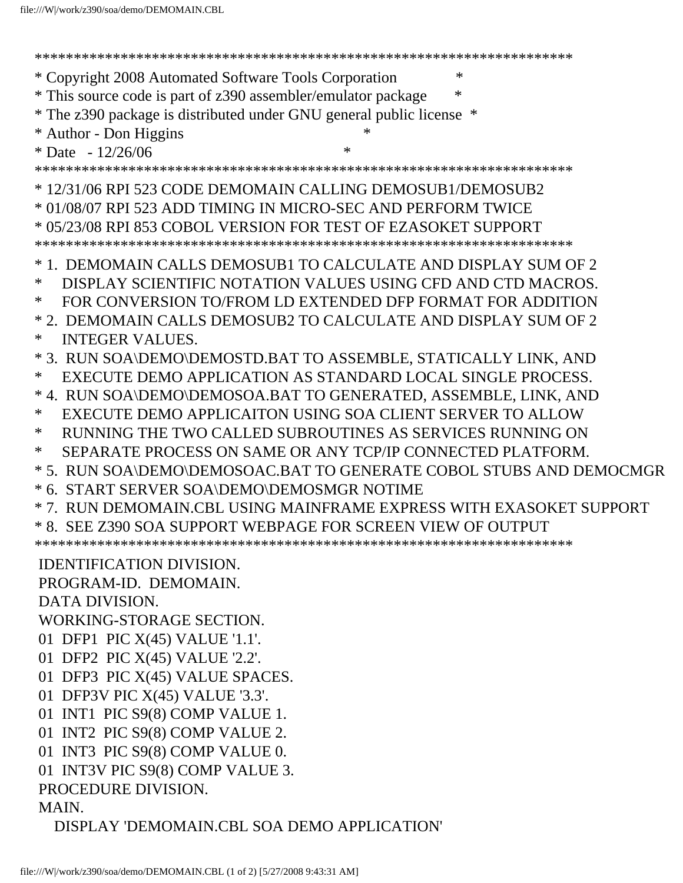```
*********************************************************************
* Copyright 2008 Automated Software Tools Corporation             *
* This source code is part of z390 assembler/emulator package     *
* The z390 package is distributed under GNU general public license *
* Author - Don Higgins                                            *
* Date   - 12/26/06                                               *
*********************************************************************
* 12/31/06 RPI 523 CODE DEMOMAIN CALLING DEMOSUB1/DEMOSUB2
* 01/08/07 RPI 523 ADD TIMING IN MICRO-SEC AND PERFORM TWICE
* 05/23/08 RPI 853 COBOL VERSION FOR TEST OF EZASOKET SUPPORT
*********************************************************************
* 1.  DEMOMAIN CALLS DEMOSUB1 TO CALCULATE AND DISPLAY SUM OF 2
*     DISPLAY SCIENTIFIC NOTATION VALUES USING CFD AND CTD MACROS.
*     FOR CONVERSION TO/FROM LD EXTENDED DFP FORMAT FOR ADDITION
* 2.  DEMOMAIN CALLS DEMOSUB2 TO CALCULATE AND DISPLAY SUM OF 2
*     INTEGER VALUES.
* 3.  RUN SOA\DEMO\DEMOSTD.BAT TO ASSEMBLE, STATICALLY LINK, AND
*     EXECUTE DEMO APPLICATION AS STANDARD LOCAL SINGLE PROCESS.
* 4.  RUN SOA\DEMO\DEMOSOA.BAT TO GENERATED, ASSEMBLE, LINK, AND
*     EXECUTE DEMO APPLICAITON USING SOA CLIENT SERVER TO ALLOW
*     RUNNING THE TWO CALLED SUBROUTINES AS SERVICES RUNNING ON
*     SEPARATE PROCESS ON SAME OR ANY TCP/IP CONNECTED PLATFORM.
* 5.  RUN SOA\DEMO\DEMOSOAC.BAT TO GENERATE COBOL STUBS AND DEMOCMGR
* 6.  START SERVER SOA\DEMO\DEMOSMGR NOTIME
* 7.  RUN DEMOMAIN.CBL USING MAINFRAME EXPRESS WITH EXASOKET SUPPORT
* 8.  SEE Z390 SOA SUPPORT WEBPAGE FOR SCREEN VIEW OF OUTPUT
*********************************************************************
 IDENTIFICATION DIVISION.
 PROGRAM-ID.  DEMOMAIN.
 DATA DIVISION.
 WORKING-STORAGE SECTION.
 01  DFP1  PIC X(45) VALUE '1.1'.
 01  DFP2  PIC X(45) VALUE '2.2'.
 01  DFP3  PIC X(45) VALUE SPACES.
 01  DFP3V PIC X(45) VALUE '3.3'.
 01  INT1  PIC S9(8) COMP VALUE 1.
 01  INT2  PIC S9(8) COMP VALUE 2.
 01  INT3  PIC S9(8) COMP VALUE 0.
 01  INT3V PIC S9(8) COMP VALUE 3.
 PROCEDURE DIVISION.
 MAIN.
     DISPLAY 'DEMOMAIN.CBL SOA DEMO APPLICATION'
```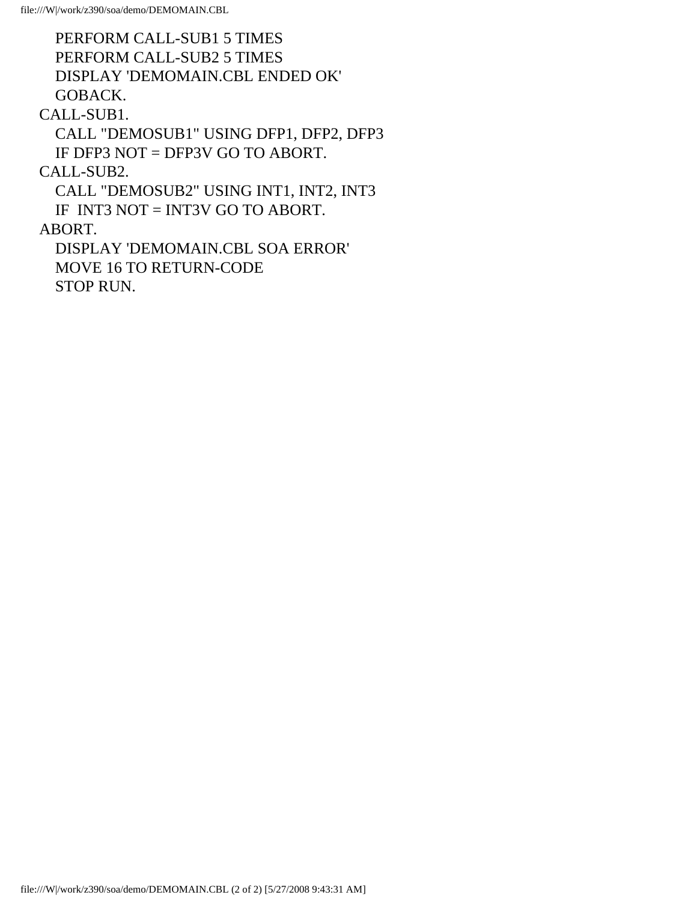```
       PERFORM CALL-SUB1 5 TIMES
       PERFORM CALL-SUB2 5 TIMES
       DISPLAY 'DEMOMAIN.CBL ENDED OK'
       GOBACK.
   CALL-SUB1.
       CALL "DEMOSUB1" USING DFP1, DFP2, DFP3
       IF DFP3 NOT = DFP3V GO TO ABORT.
   CALL-SUB2.
       CALL "DEMOSUB2" USING INT1, INT2, INT3
       IF  INT3 NOT = INT3V GO TO ABORT.
   ABORT.
       DISPLAY 'DEMOMAIN.CBL SOA ERROR'
       MOVE 16 TO RETURN-CODE
       STOP RUN.
```